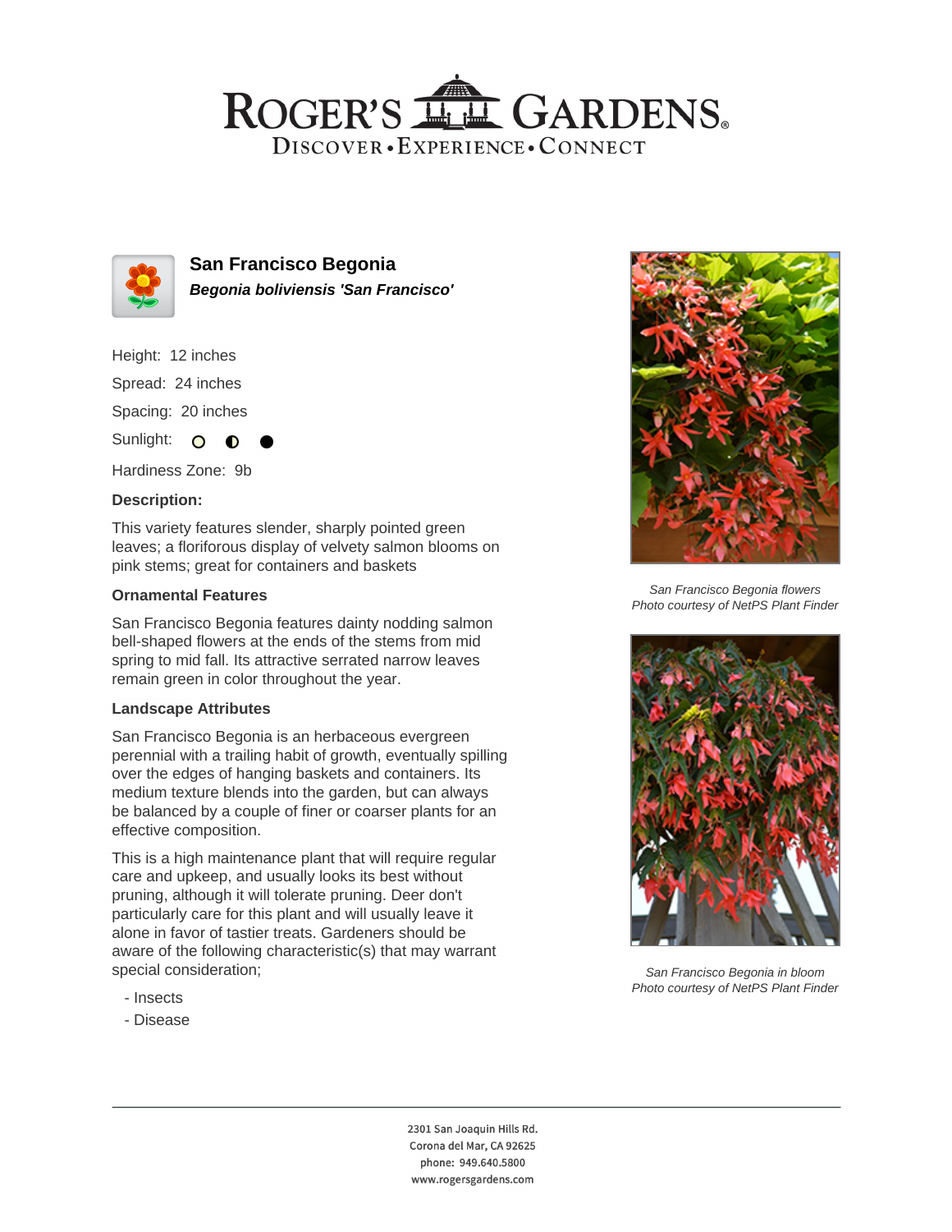# ROGER'S GARDENS

DISCOVER • EXPERIENCE • CONNECT

## San Francisco Begonia

***Begonia boliviensis 'San Francisco'***

Height: 12 inches

Spread: 24 inches

Spacing: 20 inches

Sunlight:

Hardiness Zone: 9b

### Description:

This variety features slender, sharply pointed green leaves; a floriforous display of velvety salmon blooms on pink stems; great for containers and baskets

### Ornamental Features

San Francisco Begonia features dainty nodding salmon bell-shaped flowers at the ends of the stems from mid spring to mid fall. Its attractive serrated narrow leaves remain green in color throughout the year.

### Landscape Attributes

San Francisco Begonia is an herbaceous evergreen perennial with a trailing habit of growth, eventually spilling over the edges of hanging baskets and containers. Its medium texture blends into the garden, but can always be balanced by a couple of finer or coarser plants for an effective composition.

This is a high maintenance plant that will require regular care and upkeep, and usually looks its best without pruning, although it will tolerate pruning. Deer don't particularly care for this plant and will usually leave it alone in favor of tastier treats. Gardeners should be aware of the following characteristic(s) that may warrant special consideration;

- Insects
- Disease

*San Francisco Begonia flowers*
*Photo courtesy of NetPS Plant Finder*

*San Francisco Begonia in bloom*
*Photo courtesy of NetPS Plant Finder*

2301 San Joaquin Hills Rd.
Corona del Mar, CA 92625
phone: 949.640.5800
www.rogersgardens.com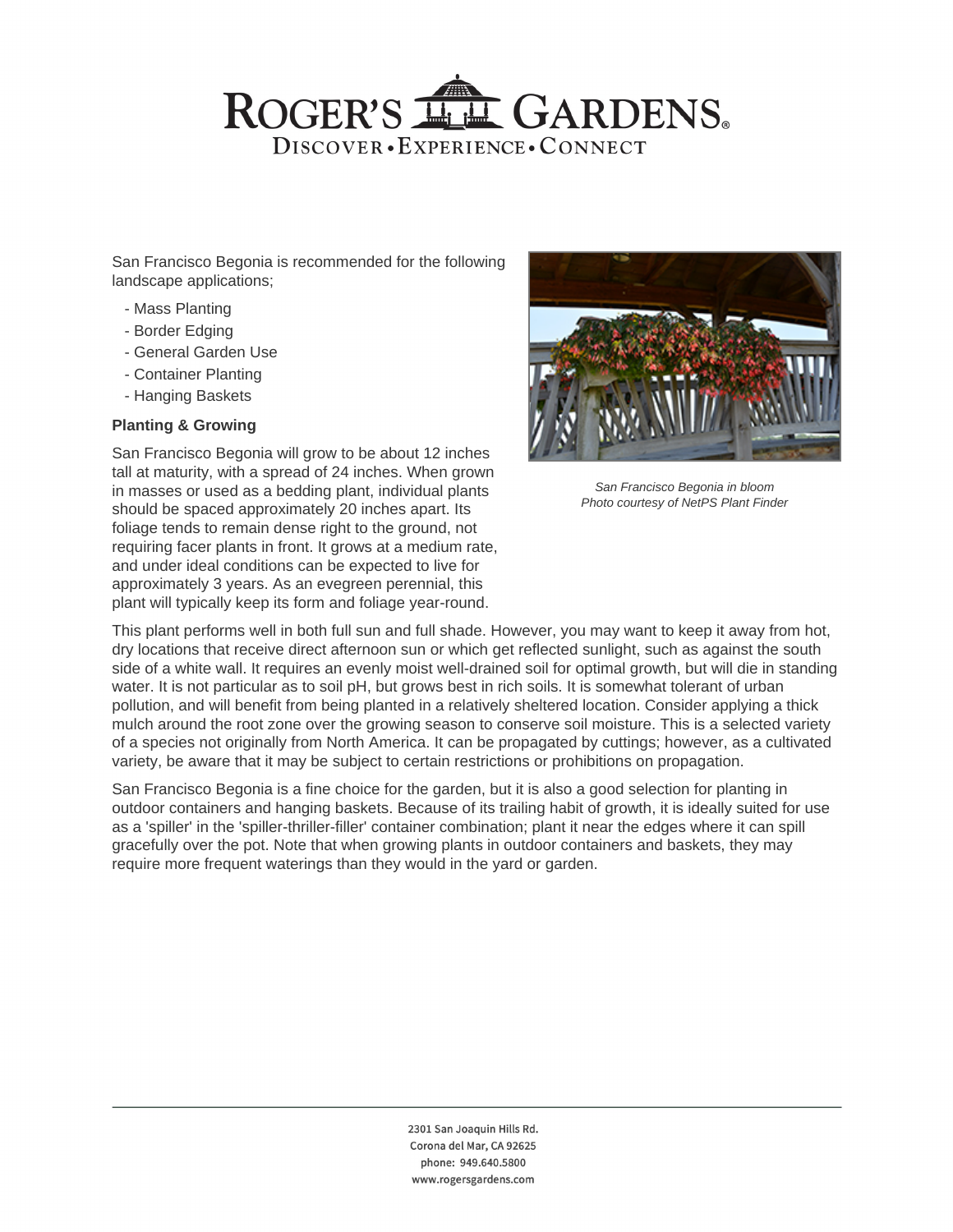San Francisco Begonia is recommended for the following landscape applications;

- Mass Planting
- Border Edging
- General Garden Use
- Container Planting
- Hanging Baskets

*San Francisco Begonia in bloom*
*Photo courtesy of NetPS Plant Finder*

**Planting & Growing**

San Francisco Begonia will grow to be about 12 inches tall at maturity, with a spread of 24 inches. When grown in masses or used as a bedding plant, individual plants should be spaced approximately 20 inches apart. Its foliage tends to remain dense right to the ground, not requiring facer plants in front. It grows at a medium rate, and under ideal conditions can be expected to live for approximately 3 years. As an evegreen perennial, this plant will typically keep its form and foliage year-round.

This plant performs well in both full sun and full shade. However, you may want to keep it away from hot, dry locations that receive direct afternoon sun or which get reflected sunlight, such as against the south side of a white wall. It requires an evenly moist well-drained soil for optimal growth, but will die in standing water. It is not particular as to soil pH, but grows best in rich soils. It is somewhat tolerant of urban pollution, and will benefit from being planted in a relatively sheltered location. Consider applying a thick mulch around the root zone over the growing season to conserve soil moisture. This is a selected variety of a species not originally from North America. It can be propagated by cuttings; however, as a cultivated variety, be aware that it may be subject to certain restrictions or prohibitions on propagation.

San Francisco Begonia is a fine choice for the garden, but it is also a good selection for planting in outdoor containers and hanging baskets. Because of its trailing habit of growth, it is ideally suited for use as a 'spiller' in the 'spiller-thriller-filler' container combination; plant it near the edges where it can spill gracefully over the pot. Note that when growing plants in outdoor containers and baskets, they may require more frequent waterings than they would in the yard or garden.